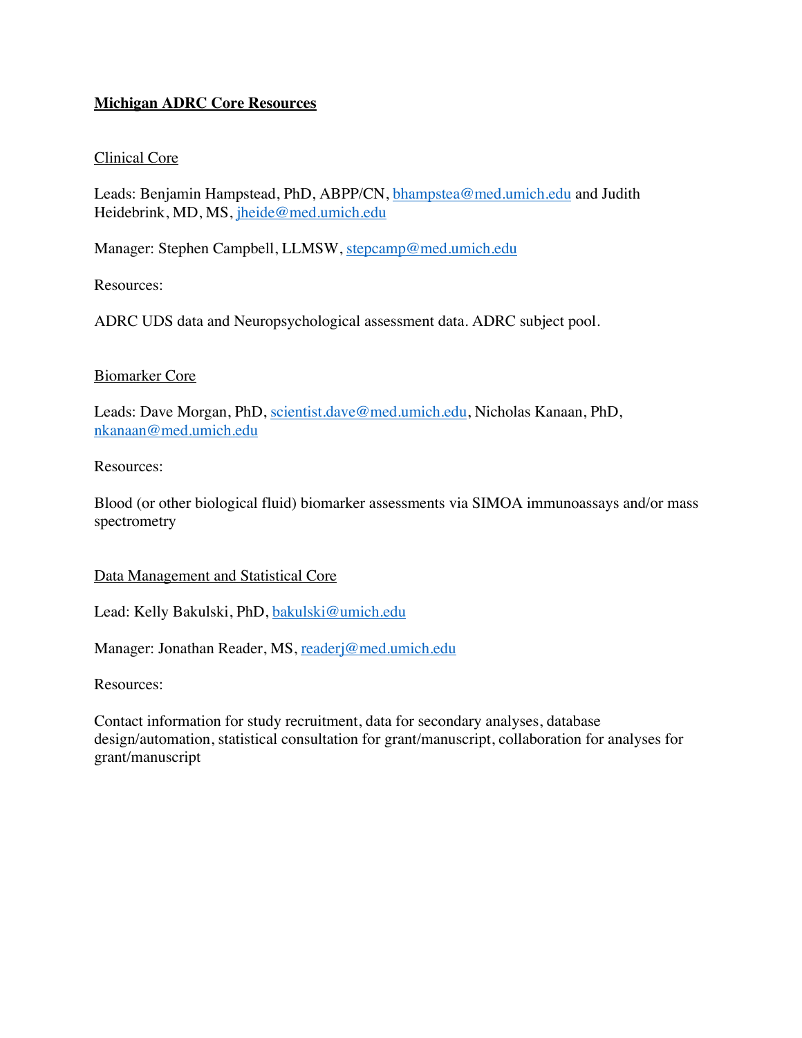# Michigan ADRC Core Resources

## Clinical Core

Leads: Benjamin Hampstead, PhD, ABPP/CN, bhampstea@med.umich.edu and Judith Heidebrink, MD, MS, jheide@med.umich.edu

Manager: Stephen Campbell, LLMSW, stepcamp@med.umich.edu

Resources:

ADRC UDS data and Neuropsychological assessment data. ADRC subject pool.

## Biomarker Core

Leads: Dave Morgan, PhD, scientist.dave@med.umich.edu, Nicholas Kanaan, PhD, nkanaan@med.umich.edu

Resources:

Blood (or other biological fluid) biomarker assessments via SIMOA immunoassays and/or mass spectrometry

## Data Management and Statistical Core

Lead: Kelly Bakulski, PhD, bakulski@umich.edu

Manager: Jonathan Reader, MS, readerj@med.umich.edu

Resources:

Contact information for study recruitment, data for secondary analyses, database design/automation, statistical consultation for grant/manuscript, collaboration for analyses for grant/manuscript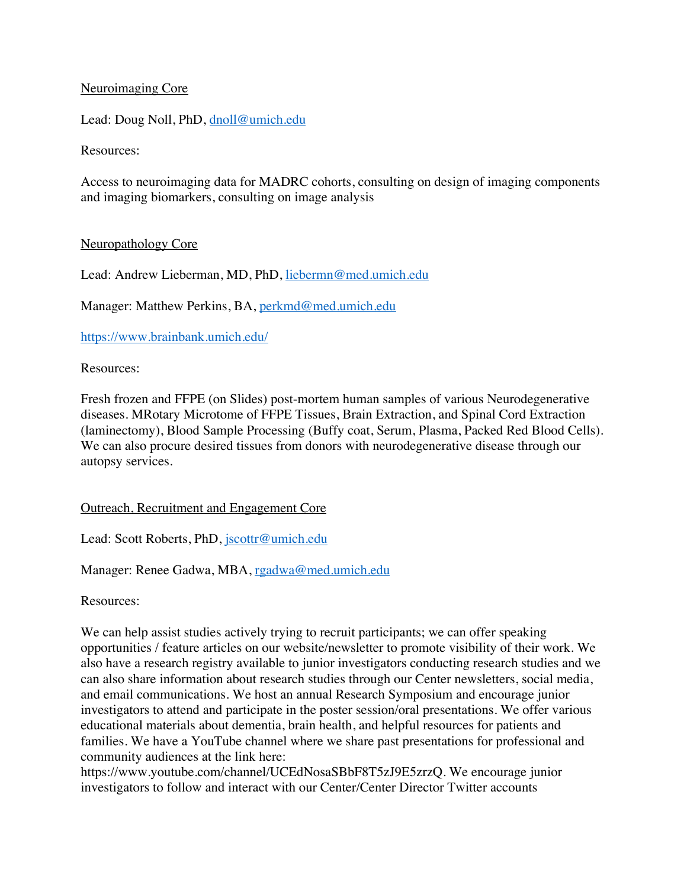<u>Neuroimaging Core</u>

Lead: Doug Noll, PhD, dnoll@umich.edu

Resources:

Access to neuroimaging data for MADRC cohorts, consulting on design of imaging components and imaging biomarkers, consulting on image analysis

<u>Neuropathology Core</u>

Lead: Andrew Lieberman, MD, PhD, liebermn@med.umich.edu

Manager: Matthew Perkins, BA, perkmd@med.umich.edu

https://www.brainbank.umich.edu/

Resources:

Fresh frozen and FFPE (on Slides) post-mortem human samples of various Neurodegenerative diseases. MRotary Microtome of FFPE Tissues, Brain Extraction, and Spinal Cord Extraction (laminectomy), Blood Sample Processing (Buffy coat, Serum, Plasma, Packed Red Blood Cells). We can also procure desired tissues from donors with neurodegenerative disease through our autopsy services.

<u>Outreach, Recruitment and Engagement Core</u>

Lead: Scott Roberts, PhD, jscottr@umich.edu

Manager: Renee Gadwa, MBA, rgadwa@med.umich.edu

Resources:

We can help assist studies actively trying to recruit participants; we can offer speaking opportunities / feature articles on our website/newsletter to promote visibility of their work. We also have a research registry available to junior investigators conducting research studies and we can also share information about research studies through our Center newsletters, social media, and email communications. We host an annual Research Symposium and encourage junior investigators to attend and participate in the poster session/oral presentations. We offer various educational materials about dementia, brain health, and helpful resources for patients and families. We have a YouTube channel where we share past presentations for professional and community audiences at the link here: https://www.youtube.com/channel/UCEdNosaSBbF8T5zJ9E5zrzQ. We encourage junior investigators to follow and interact with our Center/Center Director Twitter accounts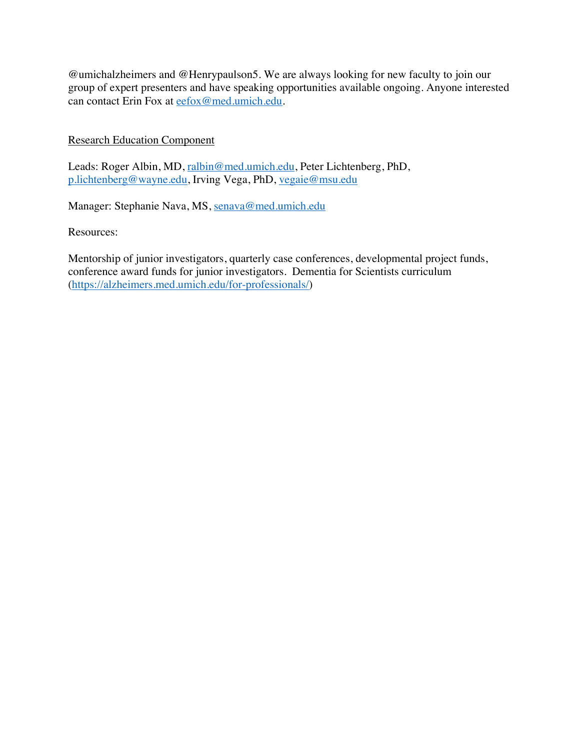@umichalzheimers and @Henrypaulson5. We are always looking for new faculty to join our group of expert presenters and have speaking opportunities available ongoing. Anyone interested can contact Erin Fox at eefox@med.umich.edu.

## Research Education Component

Leads: Roger Albin, MD, ralbin@med.umich.edu, Peter Lichtenberg, PhD, p.lichtenberg@wayne.edu, Irving Vega, PhD, vegaie@msu.edu

Manager: Stephanie Nava, MS, senava@med.umich.edu

Resources:

Mentorship of junior investigators, quarterly case conferences, developmental project funds, conference award funds for junior investigators. Dementia for Scientists curriculum (https://alzheimers.med.umich.edu/for-professionals/)